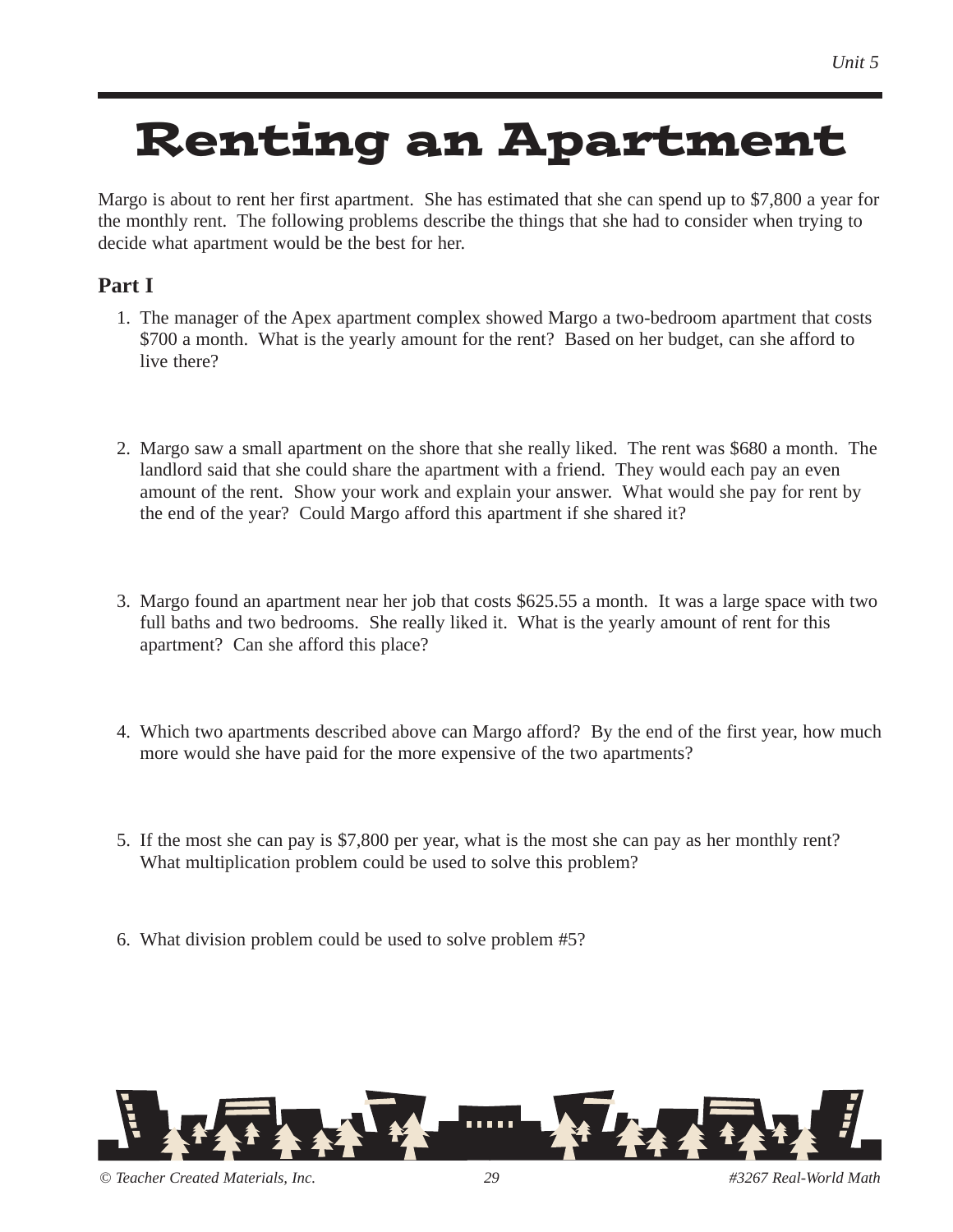# Renting an Apartment

Margo is about to rent her first apartment. She has estimated that she can spend up to $7,800 a year for the monthly rent. The following problems describe the things that she had to consider when trying to decide what apartment would be the best for her.

## Part I

1. The manager of the Apex apartment complex showed Margo a two-bedroom apartment that costs $700 a month. What is the yearly amount for the rent? Based on her budget, can she afford to live there?

2. Margo saw a small apartment on the shore that she really liked. The rent was $680 a month. The landlord said that she could share the apartment with a friend. They would each pay an even amount of the rent. Show your work and explain your answer. What would she pay for rent by the end of the year? Could Margo afford this apartment if she shared it?

3. Margo found an apartment near her job that costs $625.55 a month. It was a large space with two full baths and two bedrooms. She really liked it. What is the yearly amount of rent for this apartment? Can she afford this place?

4. Which two apartments described above can Margo afford? By the end of the first year, how much more would she have paid for the more expensive of the two apartments?

5. If the most she can pay is $7,800 per year, what is the most she can pay as her monthly rent? What multiplication problem could be used to solve this problem?

6. What division problem could be used to solve problem #5?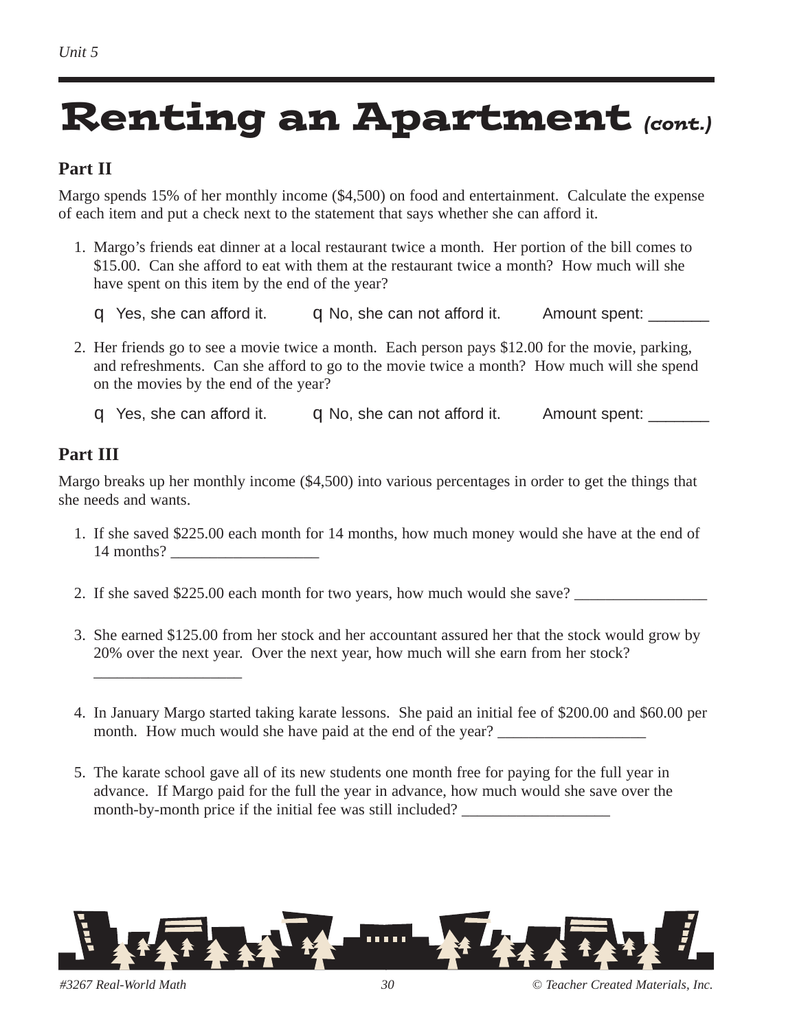# Renting an Apartment *(cont.)*

## Part II

Margo spends 15% of her monthly income ($4,500) on food and entertainment. Calculate the expense of each item and put a check next to the statement that says whether she can afford it.

1. Margo's friends eat dinner at a local restaurant twice a month. Her portion of the bill comes to $15.00. Can she afford to eat with them at the restaurant twice a month? How much will she have spent on this item by the end of the year?

   q Yes, she can afford it. q No, she can not afford it. Amount spent: _______

2. Her friends go to see a movie twice a month. Each person pays $12.00 for the movie, parking, and refreshments. Can she afford to go to the movie twice a month? How much will she spend on the movies by the end of the year?

   q Yes, she can afford it. q No, she can not afford it. Amount spent: _______

## Part III

Margo breaks up her monthly income ($4,500) into various percentages in order to get the things that she needs and wants.

1. If she saved $225.00 each month for 14 months, how much money would she have at the end of 14 months? __________________

2. If she saved $225.00 each month for two years, how much would she save? ________________

3. She earned $125.00 from her stock and her accountant assured her that the stock would grow by 20% over the next year. Over the next year, how much will she earn from her stock? __________________

4. In January Margo started taking karate lessons. She paid an initial fee of $200.00 and $60.00 per month. How much would she have paid at the end of the year? __________________

5. The karate school gave all of its new students one month free for paying for the full year in advance. If Margo paid for the full the year in advance, how much would she save over the month-by-month price if the initial fee was still included? __________________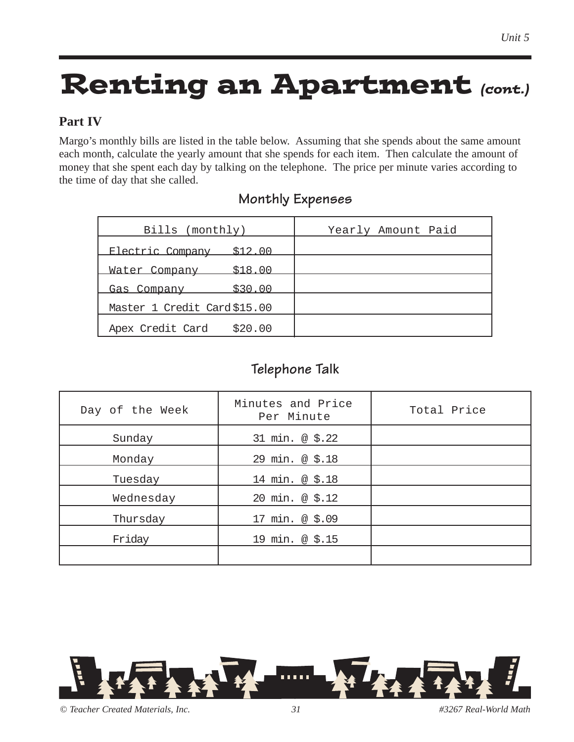# Renting an Apartment *(cont.)*

## Part IV

Margo's monthly bills are listed in the table below. Assuming that she spends about the same amount each month, calculate the yearly amount that she spends for each item. Then calculate the amount of money that she spent each day by talking on the telephone. The price per minute varies according to the time of day that she called.

### Monthly Expenses

| Bills (monthly) | | Yearly Amount Paid |
|---|---|---|
| Electric Company | $12.00 | |
| Water Company | $18.00 | |
| Gas Company | $30.00 | |
| Master 1 Credit Card | $15.00 | |
| Apex Credit Card | $20.00 | |

### Telephone Talk

| Day of the Week | Minutes and Price Per Minute | Total Price |
|---|---|---|
| Sunday | 31 min. @ $.22 | |
| Monday | 29 min. @ $.18 | |
| Tuesday | 14 min. @ $.18 | |
| Wednesday | 20 min. @ $.12 | |
| Thursday | 17 min. @ $.09 | |
| Friday | 19 min. @ $.15 | |
| | | |